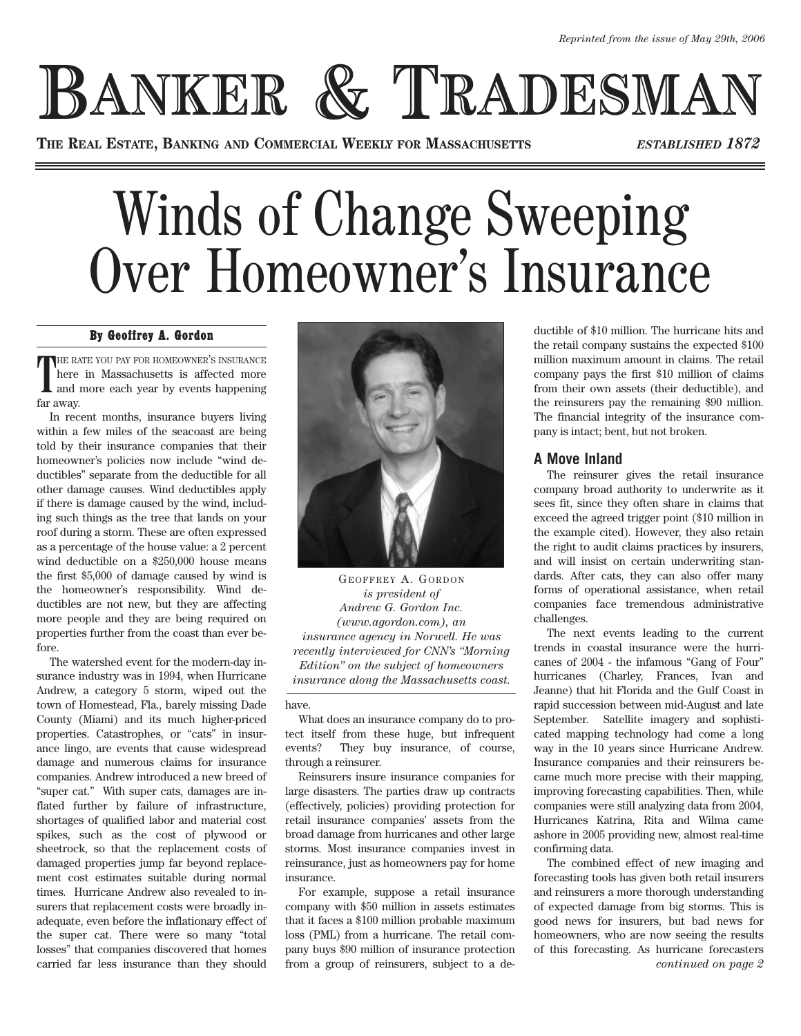*Reprinted from the issue of May 29th, 2006*

# BANKER & TRADESMAN

**THE REAL ESTATE, BANKING AND COMMERCIAL WEEKLY FOR MASSACHUSETTS** ***ESTABLISHED 1872***

# Winds of Change Sweeping Over Homeowner's Insurance

**By Geoffrey A. Gordon**

The rate you pay for homeowner's insurance here in Massachusetts is affected more and more each year by events happening far away.

In recent months, insurance buyers living within a few miles of the seacoast are being told by their insurance companies that their homeowner's policies now include "wind deductibles" separate from the deductible for all other damage causes. Wind deductibles apply if there is damage caused by the wind, including such things as the tree that lands on your roof during a storm. These are often expressed as a percentage of the house value: a 2 percent wind deductible on a $250,000 house means the first $5,000 of damage caused by wind is the homeowner's responsibility. Wind deductibles are not new, but they are affecting more people and they are being required on properties further from the coast than ever before.

The watershed event for the modern-day insurance industry was in 1994, when Hurricane Andrew, a category 5 storm, wiped out the town of Homestead, Fla., barely missing Dade County (Miami) and its much higher-priced properties. Catastrophes, or "cats" in insurance lingo, are events that cause widespread damage and numerous claims for insurance companies. Andrew introduced a new breed of "super cat." With super cats, damages are inflated further by failure of infrastructure, shortages of qualified labor and material cost spikes, such as the cost of plywood or sheetrock, so that the replacement costs of damaged properties jump far beyond replacement cost estimates suitable during normal times. Hurricane Andrew also revealed to insurers that replacement costs were broadly inadequate, even before the inflationary effect of the super cat. There were so many "total losses" that companies discovered that homes carried far less insurance than they should have.

GEOFFREY A. GORDON *is president of Andrew G. Gordon Inc. (www.agordon.com), an insurance agency in Norwell. He was recently interviewed for CNN's "Morning Edition" on the subject of homeowners insurance along the Massachusetts coast.*

What does an insurance company do to protect itself from these huge, but infrequent events? They buy insurance, of course, through a reinsurer.

Reinsurers insure insurance companies for large disasters. The parties draw up contracts (effectively, policies) providing protection for retail insurance companies' assets from the broad damage from hurricanes and other large storms. Most insurance companies invest in reinsurance, just as homeowners pay for home insurance.

For example, suppose a retail insurance company with $50 million in assets estimates that it faces a $100 million probable maximum loss (PML) from a hurricane. The retail company buys $90 million of insurance protection from a group of reinsurers, subject to a deductible of $10 million. The hurricane hits and the retail company sustains the expected $100 million maximum amount in claims. The retail company pays the first $10 million of claims from their own assets (their deductible), and the reinsurers pay the remaining $90 million. The financial integrity of the insurance company is intact; bent, but not broken.

### A Move Inland

The reinsurer gives the retail insurance company broad authority to underwrite as it sees fit, since they often share in claims that exceed the agreed trigger point ($10 million in the example cited). However, they also retain the right to audit claims practices by insurers, and will insist on certain underwriting standards. After cats, they can also offer many forms of operational assistance, when retail companies face tremendous administrative challenges.

The next events leading to the current trends in coastal insurance were the hurricanes of 2004 - the infamous "Gang of Four" hurricanes (Charley, Frances, Ivan and Jeanne) that hit Florida and the Gulf Coast in rapid succession between mid-August and late September. Satellite imagery and sophisticated mapping technology had come a long way in the 10 years since Hurricane Andrew. Insurance companies and their reinsurers became much more precise with their mapping, improving forecasting capabilities. Then, while companies were still analyzing data from 2004, Hurricanes Katrina, Rita and Wilma came ashore in 2005 providing new, almost real-time confirming data.

The combined effect of new imaging and forecasting tools has given both retail insurers and reinsurers a more thorough understanding of expected damage from big storms. This is good news for insurers, but bad news for homeowners, who are now seeing the results of this forecasting. As hurricane forecasters

*continued on page 2*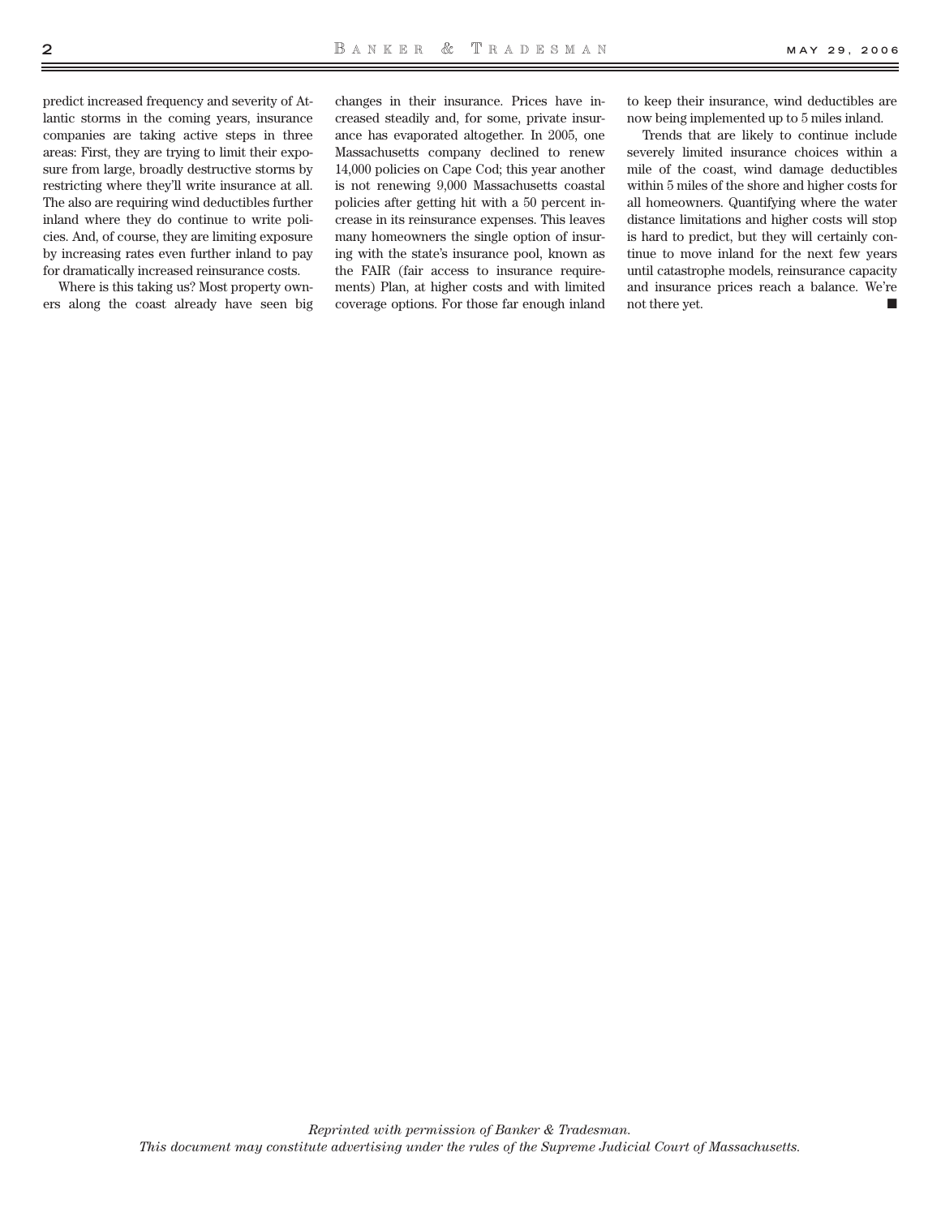predict increased frequency and severity of Atlantic storms in the coming years, insurance companies are taking active steps in three areas: First, they are trying to limit their exposure from large, broadly destructive storms by restricting where they'll write insurance at all. The also are requiring wind deductibles further inland where they do continue to write policies. And, of course, they are limiting exposure by increasing rates even further inland to pay for dramatically increased reinsurance costs.

Where is this taking us? Most property owners along the coast already have seen big changes in their insurance. Prices have increased steadily and, for some, private insurance has evaporated altogether. In 2005, one Massachusetts company declined to renew 14,000 policies on Cape Cod; this year another is not renewing 9,000 Massachusetts coastal policies after getting hit with a 50 percent increase in its reinsurance expenses. This leaves many homeowners the single option of insuring with the state's insurance pool, known as the FAIR (fair access to insurance requirements) Plan, at higher costs and with limited coverage options. For those far enough inland to keep their insurance, wind deductibles are now being implemented up to 5 miles inland.

Trends that are likely to continue include severely limited insurance choices within a mile of the coast, wind damage deductibles within 5 miles of the shore and higher costs for all homeowners. Quantifying where the water distance limitations and higher costs will stop is hard to predict, but they will certainly continue to move inland for the next few years until catastrophe models, reinsurance capacity and insurance prices reach a balance. We're not there yet. ■

*Reprinted with permission of Banker & Tradesman.*
*This document may constitute advertising under the rules of the Supreme Judicial Court of Massachusetts.*